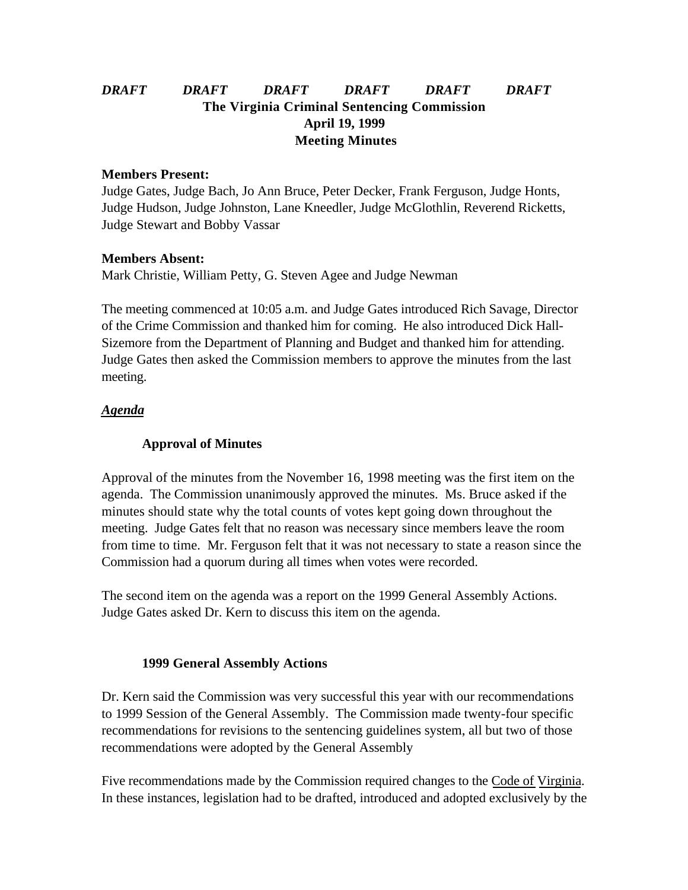***DRAFT DRAFT DRAFT DRAFT DRAFT DRAFT***

# The Virginia Criminal Sentencing Commission
## April 19, 1999
## Meeting Minutes

**Members Present:**
Judge Gates, Judge Bach, Jo Ann Bruce, Peter Decker, Frank Ferguson, Judge Honts, Judge Hudson, Judge Johnston, Lane Kneedler, Judge McGlothlin, Reverend Ricketts, Judge Stewart and Bobby Vassar

**Members Absent:**
Mark Christie, William Petty, G. Steven Agee and Judge Newman

The meeting commenced at 10:05 a.m. and Judge Gates introduced Rich Savage, Director of the Crime Commission and thanked him for coming. He also introduced Dick Hall-Sizemore from the Department of Planning and Budget and thanked him for attending. Judge Gates then asked the Commission members to approve the minutes from the last meeting.

***Agenda***

### Approval of Minutes

Approval of the minutes from the November 16, 1998 meeting was the first item on the agenda. The Commission unanimously approved the minutes. Ms. Bruce asked if the minutes should state why the total counts of votes kept going down throughout the meeting. Judge Gates felt that no reason was necessary since members leave the room from time to time. Mr. Ferguson felt that it was not necessary to state a reason since the Commission had a quorum during all times when votes were recorded.

The second item on the agenda was a report on the 1999 General Assembly Actions. Judge Gates asked Dr. Kern to discuss this item on the agenda.

### 1999 General Assembly Actions

Dr. Kern said the Commission was very successful this year with our recommendations to 1999 Session of the General Assembly. The Commission made twenty-four specific recommendations for revisions to the sentencing guidelines system, all but two of those recommendations were adopted by the General Assembly

Five recommendations made by the Commission required changes to the Code of Virginia. In these instances, legislation had to be drafted, introduced and adopted exclusively by the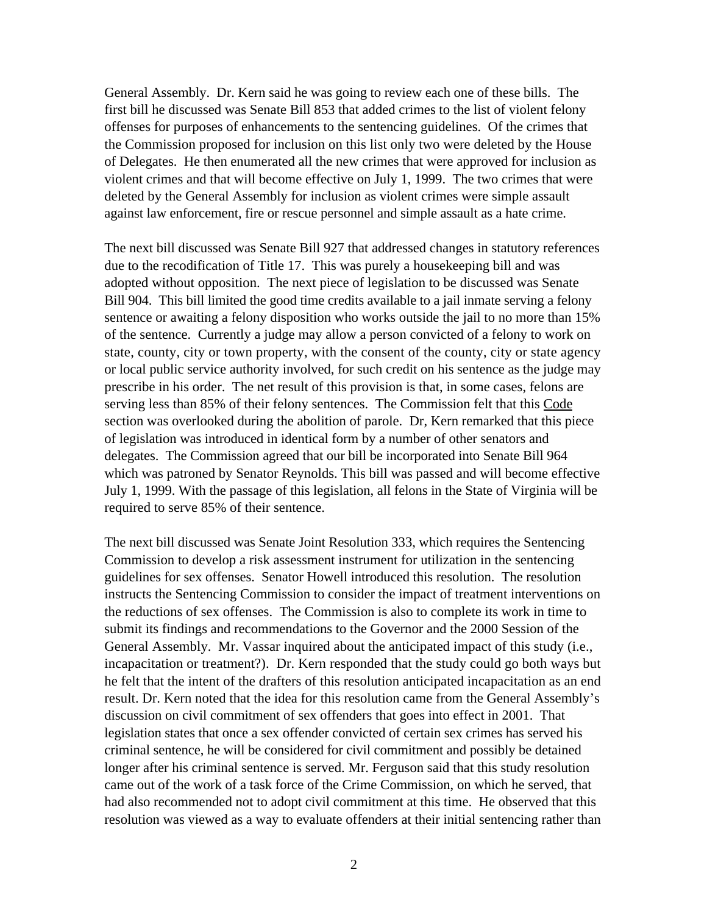General Assembly. Dr. Kern said he was going to review each one of these bills. The first bill he discussed was Senate Bill 853 that added crimes to the list of violent felony offenses for purposes of enhancements to the sentencing guidelines. Of the crimes that the Commission proposed for inclusion on this list only two were deleted by the House of Delegates. He then enumerated all the new crimes that were approved for inclusion as violent crimes and that will become effective on July 1, 1999. The two crimes that were deleted by the General Assembly for inclusion as violent crimes were simple assault against law enforcement, fire or rescue personnel and simple assault as a hate crime.

The next bill discussed was Senate Bill 927 that addressed changes in statutory references due to the recodification of Title 17. This was purely a housekeeping bill and was adopted without opposition. The next piece of legislation to be discussed was Senate Bill 904. This bill limited the good time credits available to a jail inmate serving a felony sentence or awaiting a felony disposition who works outside the jail to no more than 15% of the sentence. Currently a judge may allow a person convicted of a felony to work on state, county, city or town property, with the consent of the county, city or state agency or local public service authority involved, for such credit on his sentence as the judge may prescribe in his order. The net result of this provision is that, in some cases, felons are serving less than 85% of their felony sentences. The Commission felt that this Code section was overlooked during the abolition of parole. Dr, Kern remarked that this piece of legislation was introduced in identical form by a number of other senators and delegates. The Commission agreed that our bill be incorporated into Senate Bill 964 which was patroned by Senator Reynolds. This bill was passed and will become effective July 1, 1999. With the passage of this legislation, all felons in the State of Virginia will be required to serve 85% of their sentence.

The next bill discussed was Senate Joint Resolution 333, which requires the Sentencing Commission to develop a risk assessment instrument for utilization in the sentencing guidelines for sex offenses. Senator Howell introduced this resolution. The resolution instructs the Sentencing Commission to consider the impact of treatment interventions on the reductions of sex offenses. The Commission is also to complete its work in time to submit its findings and recommendations to the Governor and the 2000 Session of the General Assembly. Mr. Vassar inquired about the anticipated impact of this study (i.e., incapacitation or treatment?). Dr. Kern responded that the study could go both ways but he felt that the intent of the drafters of this resolution anticipated incapacitation as an end result. Dr. Kern noted that the idea for this resolution came from the General Assembly's discussion on civil commitment of sex offenders that goes into effect in 2001. That legislation states that once a sex offender convicted of certain sex crimes has served his criminal sentence, he will be considered for civil commitment and possibly be detained longer after his criminal sentence is served. Mr. Ferguson said that this study resolution came out of the work of a task force of the Crime Commission, on which he served, that had also recommended not to adopt civil commitment at this time. He observed that this resolution was viewed as a way to evaluate offenders at their initial sentencing rather than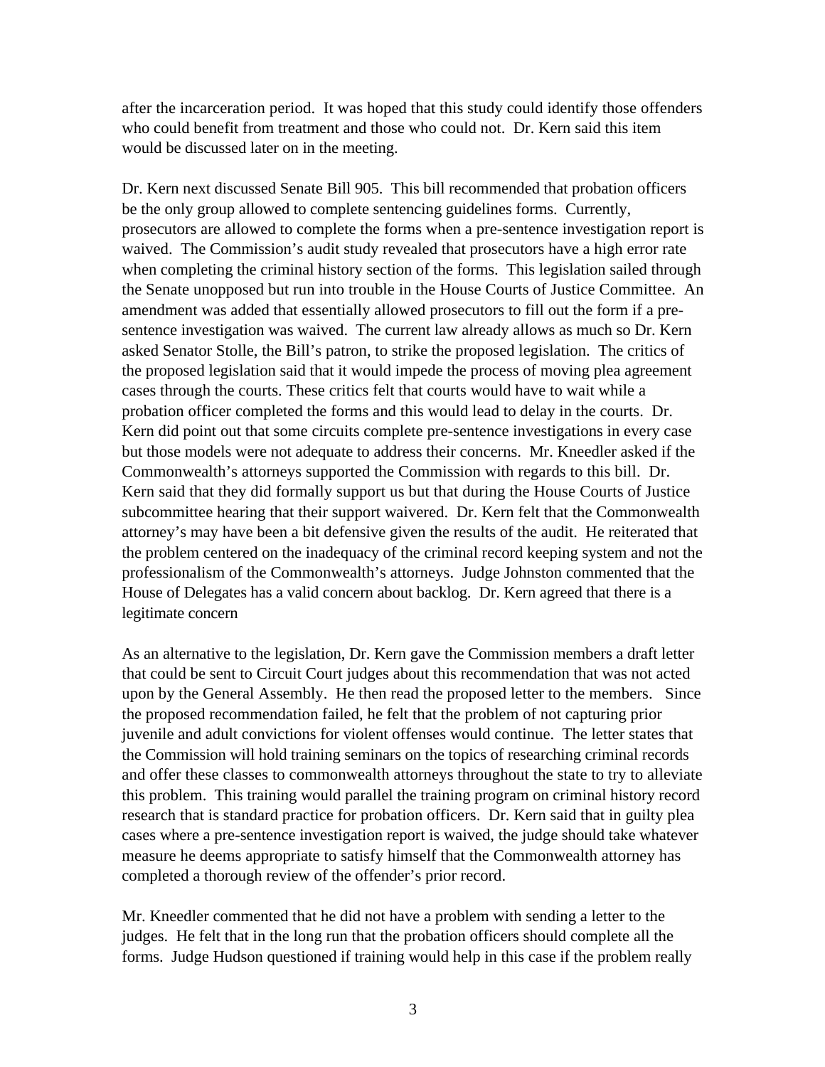after the incarceration period. It was hoped that this study could identify those offenders who could benefit from treatment and those who could not. Dr. Kern said this item would be discussed later on in the meeting.

Dr. Kern next discussed Senate Bill 905. This bill recommended that probation officers be the only group allowed to complete sentencing guidelines forms. Currently, prosecutors are allowed to complete the forms when a pre-sentence investigation report is waived. The Commission's audit study revealed that prosecutors have a high error rate when completing the criminal history section of the forms. This legislation sailed through the Senate unopposed but run into trouble in the House Courts of Justice Committee. An amendment was added that essentially allowed prosecutors to fill out the form if a pre-sentence investigation was waived. The current law already allows as much so Dr. Kern asked Senator Stolle, the Bill's patron, to strike the proposed legislation. The critics of the proposed legislation said that it would impede the process of moving plea agreement cases through the courts. These critics felt that courts would have to wait while a probation officer completed the forms and this would lead to delay in the courts. Dr. Kern did point out that some circuits complete pre-sentence investigations in every case but those models were not adequate to address their concerns. Mr. Kneedler asked if the Commonwealth's attorneys supported the Commission with regards to this bill. Dr. Kern said that they did formally support us but that during the House Courts of Justice subcommittee hearing that their support waivered. Dr. Kern felt that the Commonwealth attorney's may have been a bit defensive given the results of the audit. He reiterated that the problem centered on the inadequacy of the criminal record keeping system and not the professionalism of the Commonwealth's attorneys. Judge Johnston commented that the House of Delegates has a valid concern about backlog. Dr. Kern agreed that there is a legitimate concern

As an alternative to the legislation, Dr. Kern gave the Commission members a draft letter that could be sent to Circuit Court judges about this recommendation that was not acted upon by the General Assembly. He then read the proposed letter to the members. Since the proposed recommendation failed, he felt that the problem of not capturing prior juvenile and adult convictions for violent offenses would continue. The letter states that the Commission will hold training seminars on the topics of researching criminal records and offer these classes to commonwealth attorneys throughout the state to try to alleviate this problem. This training would parallel the training program on criminal history record research that is standard practice for probation officers. Dr. Kern said that in guilty plea cases where a pre-sentence investigation report is waived, the judge should take whatever measure he deems appropriate to satisfy himself that the Commonwealth attorney has completed a thorough review of the offender's prior record.

Mr. Kneedler commented that he did not have a problem with sending a letter to the judges. He felt that in the long run that the probation officers should complete all the forms. Judge Hudson questioned if training would help in this case if the problem really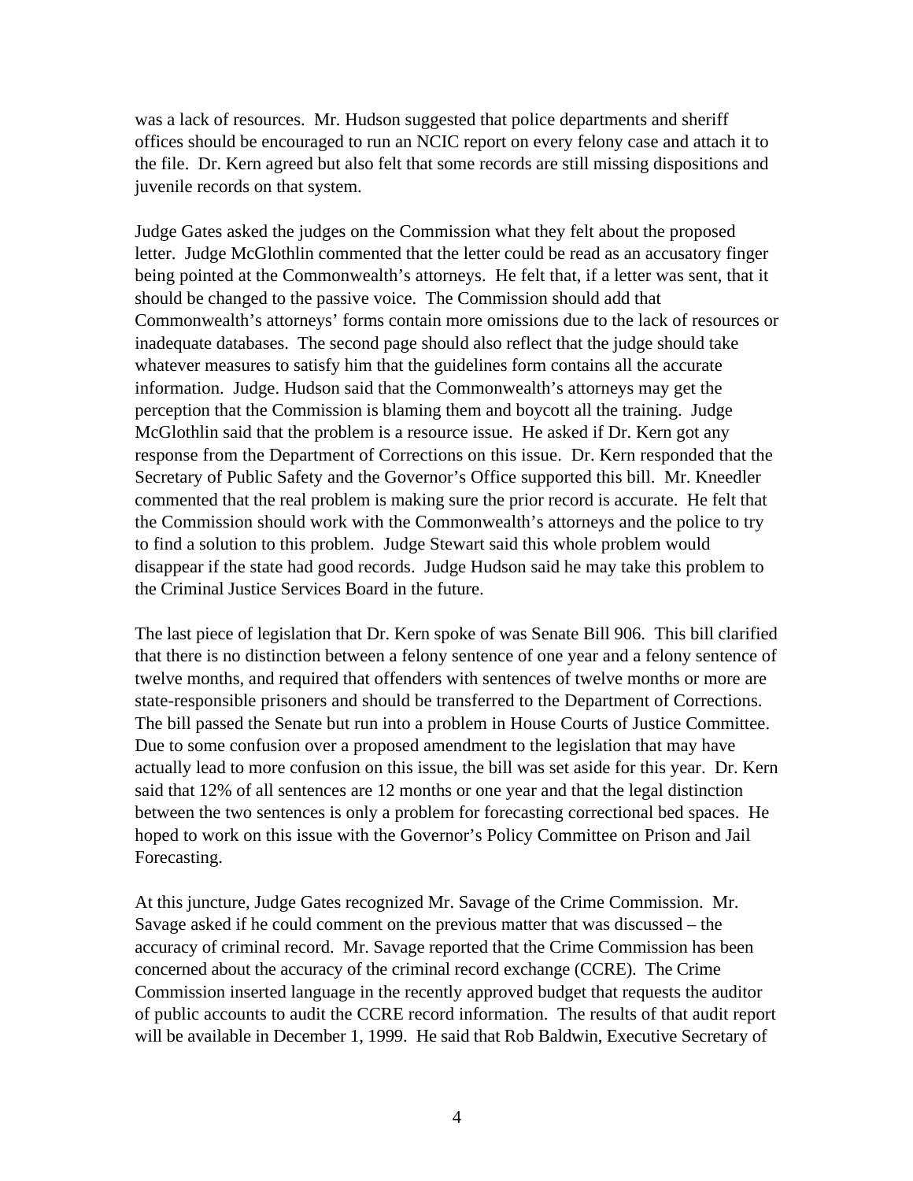was a lack of resources. Mr. Hudson suggested that police departments and sheriff offices should be encouraged to run an NCIC report on every felony case and attach it to the file. Dr. Kern agreed but also felt that some records are still missing dispositions and juvenile records on that system.

Judge Gates asked the judges on the Commission what they felt about the proposed letter. Judge McGlothlin commented that the letter could be read as an accusatory finger being pointed at the Commonwealth's attorneys. He felt that, if a letter was sent, that it should be changed to the passive voice. The Commission should add that Commonwealth's attorneys' forms contain more omissions due to the lack of resources or inadequate databases. The second page should also reflect that the judge should take whatever measures to satisfy him that the guidelines form contains all the accurate information. Judge. Hudson said that the Commonwealth's attorneys may get the perception that the Commission is blaming them and boycott all the training. Judge McGlothlin said that the problem is a resource issue. He asked if Dr. Kern got any response from the Department of Corrections on this issue. Dr. Kern responded that the Secretary of Public Safety and the Governor's Office supported this bill. Mr. Kneedler commented that the real problem is making sure the prior record is accurate. He felt that the Commission should work with the Commonwealth's attorneys and the police to try to find a solution to this problem. Judge Stewart said this whole problem would disappear if the state had good records. Judge Hudson said he may take this problem to the Criminal Justice Services Board in the future.

The last piece of legislation that Dr. Kern spoke of was Senate Bill 906. This bill clarified that there is no distinction between a felony sentence of one year and a felony sentence of twelve months, and required that offenders with sentences of twelve months or more are state-responsible prisoners and should be transferred to the Department of Corrections. The bill passed the Senate but run into a problem in House Courts of Justice Committee. Due to some confusion over a proposed amendment to the legislation that may have actually lead to more confusion on this issue, the bill was set aside for this year. Dr. Kern said that 12% of all sentences are 12 months or one year and that the legal distinction between the two sentences is only a problem for forecasting correctional bed spaces. He hoped to work on this issue with the Governor's Policy Committee on Prison and Jail Forecasting.

At this juncture, Judge Gates recognized Mr. Savage of the Crime Commission. Mr. Savage asked if he could comment on the previous matter that was discussed – the accuracy of criminal record. Mr. Savage reported that the Crime Commission has been concerned about the accuracy of the criminal record exchange (CCRE). The Crime Commission inserted language in the recently approved budget that requests the auditor of public accounts to audit the CCRE record information. The results of that audit report will be available in December 1, 1999. He said that Rob Baldwin, Executive Secretary of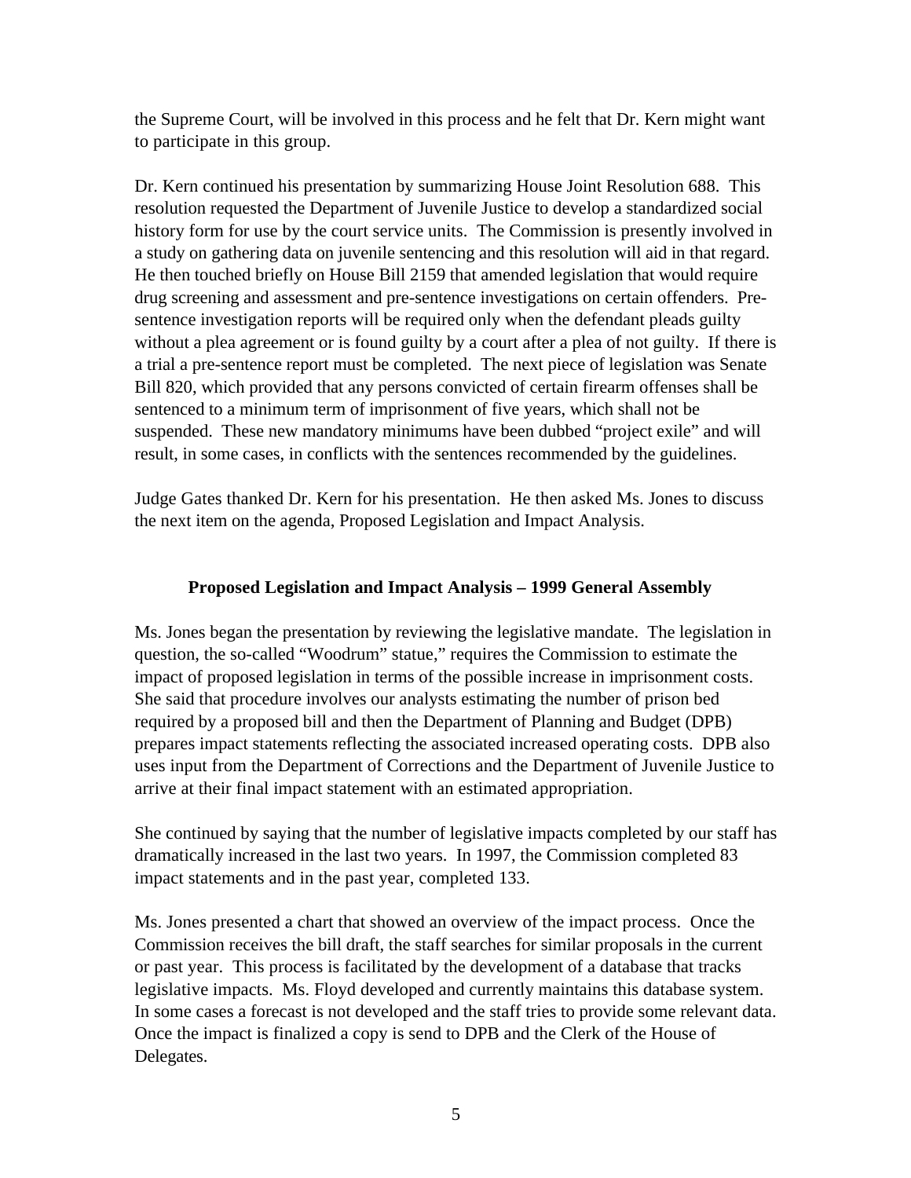the Supreme Court, will be involved in this process and he felt that Dr. Kern might want to participate in this group.

Dr. Kern continued his presentation by summarizing House Joint Resolution 688. This resolution requested the Department of Juvenile Justice to develop a standardized social history form for use by the court service units. The Commission is presently involved in a study on gathering data on juvenile sentencing and this resolution will aid in that regard. He then touched briefly on House Bill 2159 that amended legislation that would require drug screening and assessment and pre-sentence investigations on certain offenders. Pre-sentence investigation reports will be required only when the defendant pleads guilty without a plea agreement or is found guilty by a court after a plea of not guilty. If there is a trial a pre-sentence report must be completed. The next piece of legislation was Senate Bill 820, which provided that any persons convicted of certain firearm offenses shall be sentenced to a minimum term of imprisonment of five years, which shall not be suspended. These new mandatory minimums have been dubbed "project exile" and will result, in some cases, in conflicts with the sentences recommended by the guidelines.

Judge Gates thanked Dr. Kern for his presentation. He then asked Ms. Jones to discuss the next item on the agenda, Proposed Legislation and Impact Analysis.

## Proposed Legislation and Impact Analysis – 1999 General Assembly

Ms. Jones began the presentation by reviewing the legislative mandate. The legislation in question, the so-called "Woodrum" statue," requires the Commission to estimate the impact of proposed legislation in terms of the possible increase in imprisonment costs. She said that procedure involves our analysts estimating the number of prison bed required by a proposed bill and then the Department of Planning and Budget (DPB) prepares impact statements reflecting the associated increased operating costs. DPB also uses input from the Department of Corrections and the Department of Juvenile Justice to arrive at their final impact statement with an estimated appropriation.

She continued by saying that the number of legislative impacts completed by our staff has dramatically increased in the last two years. In 1997, the Commission completed 83 impact statements and in the past year, completed 133.

Ms. Jones presented a chart that showed an overview of the impact process. Once the Commission receives the bill draft, the staff searches for similar proposals in the current or past year. This process is facilitated by the development of a database that tracks legislative impacts. Ms. Floyd developed and currently maintains this database system. In some cases a forecast is not developed and the staff tries to provide some relevant data. Once the impact is finalized a copy is send to DPB and the Clerk of the House of Delegates.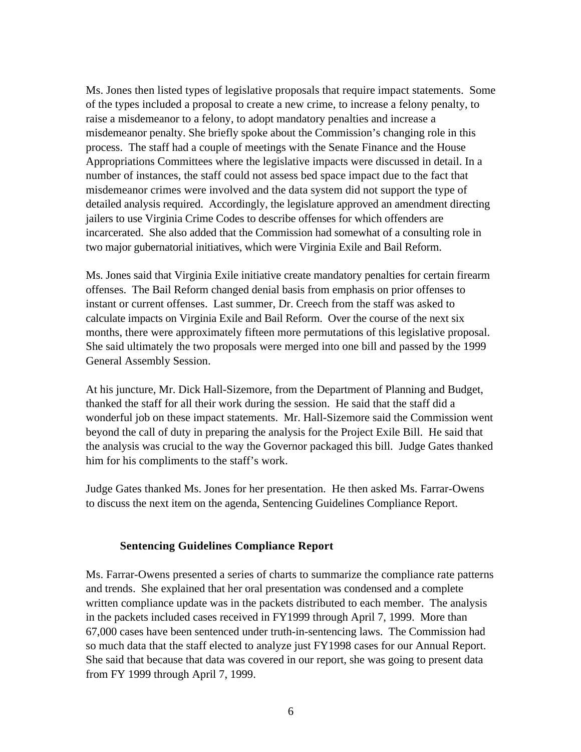Ms. Jones then listed types of legislative proposals that require impact statements. Some of the types included a proposal to create a new crime, to increase a felony penalty, to raise a misdemeanor to a felony, to adopt mandatory penalties and increase a misdemeanor penalty. She briefly spoke about the Commission's changing role in this process. The staff had a couple of meetings with the Senate Finance and the House Appropriations Committees where the legislative impacts were discussed in detail. In a number of instances, the staff could not assess bed space impact due to the fact that misdemeanor crimes were involved and the data system did not support the type of detailed analysis required. Accordingly, the legislature approved an amendment directing jailers to use Virginia Crime Codes to describe offenses for which offenders are incarcerated. She also added that the Commission had somewhat of a consulting role in two major gubernatorial initiatives, which were Virginia Exile and Bail Reform.

Ms. Jones said that Virginia Exile initiative create mandatory penalties for certain firearm offenses. The Bail Reform changed denial basis from emphasis on prior offenses to instant or current offenses. Last summer, Dr. Creech from the staff was asked to calculate impacts on Virginia Exile and Bail Reform. Over the course of the next six months, there were approximately fifteen more permutations of this legislative proposal. She said ultimately the two proposals were merged into one bill and passed by the 1999 General Assembly Session.

At his juncture, Mr. Dick Hall-Sizemore, from the Department of Planning and Budget, thanked the staff for all their work during the session. He said that the staff did a wonderful job on these impact statements. Mr. Hall-Sizemore said the Commission went beyond the call of duty in preparing the analysis for the Project Exile Bill. He said that the analysis was crucial to the way the Governor packaged this bill. Judge Gates thanked him for his compliments to the staff's work.

Judge Gates thanked Ms. Jones for her presentation. He then asked Ms. Farrar-Owens to discuss the next item on the agenda, Sentencing Guidelines Compliance Report.

### Sentencing Guidelines Compliance Report

Ms. Farrar-Owens presented a series of charts to summarize the compliance rate patterns and trends. She explained that her oral presentation was condensed and a complete written compliance update was in the packets distributed to each member. The analysis in the packets included cases received in FY1999 through April 7, 1999. More than 67,000 cases have been sentenced under truth-in-sentencing laws. The Commission had so much data that the staff elected to analyze just FY1998 cases for our Annual Report. She said that because that data was covered in our report, she was going to present data from FY 1999 through April 7, 1999.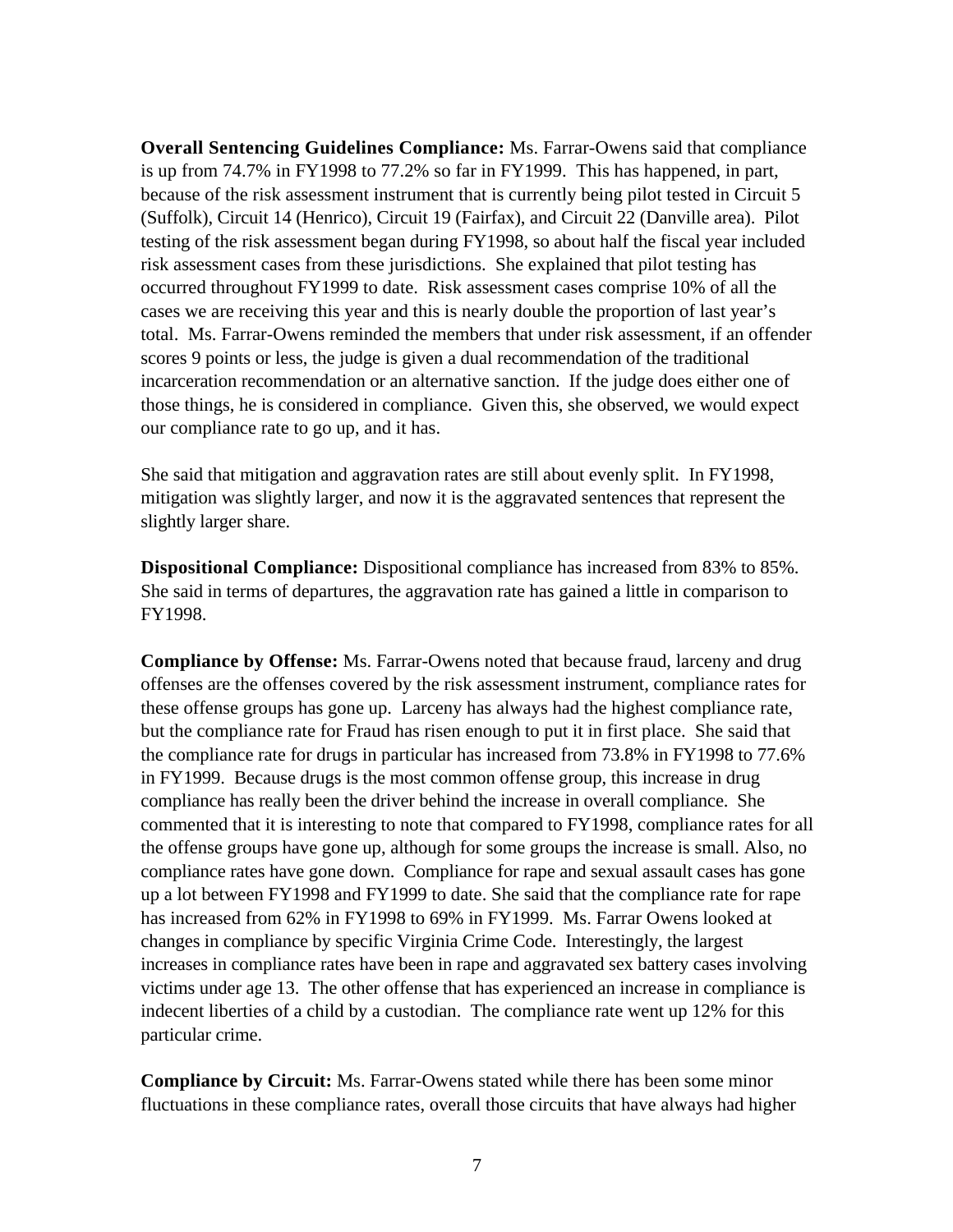**Overall Sentencing Guidelines Compliance:** Ms. Farrar-Owens said that compliance is up from 74.7% in FY1998 to 77.2% so far in FY1999. This has happened, in part, because of the risk assessment instrument that is currently being pilot tested in Circuit 5 (Suffolk), Circuit 14 (Henrico), Circuit 19 (Fairfax), and Circuit 22 (Danville area). Pilot testing of the risk assessment began during FY1998, so about half the fiscal year included risk assessment cases from these jurisdictions. She explained that pilot testing has occurred throughout FY1999 to date. Risk assessment cases comprise 10% of all the cases we are receiving this year and this is nearly double the proportion of last year's total. Ms. Farrar-Owens reminded the members that under risk assessment, if an offender scores 9 points or less, the judge is given a dual recommendation of the traditional incarceration recommendation or an alternative sanction. If the judge does either one of those things, he is considered in compliance. Given this, she observed, we would expect our compliance rate to go up, and it has.

She said that mitigation and aggravation rates are still about evenly split. In FY1998, mitigation was slightly larger, and now it is the aggravated sentences that represent the slightly larger share.

**Dispositional Compliance:** Dispositional compliance has increased from 83% to 85%. She said in terms of departures, the aggravation rate has gained a little in comparison to FY1998.

**Compliance by Offense:** Ms. Farrar-Owens noted that because fraud, larceny and drug offenses are the offenses covered by the risk assessment instrument, compliance rates for these offense groups has gone up. Larceny has always had the highest compliance rate, but the compliance rate for Fraud has risen enough to put it in first place. She said that the compliance rate for drugs in particular has increased from 73.8% in FY1998 to 77.6% in FY1999. Because drugs is the most common offense group, this increase in drug compliance has really been the driver behind the increase in overall compliance. She commented that it is interesting to note that compared to FY1998, compliance rates for all the offense groups have gone up, although for some groups the increase is small. Also, no compliance rates have gone down. Compliance for rape and sexual assault cases has gone up a lot between FY1998 and FY1999 to date. She said that the compliance rate for rape has increased from 62% in FY1998 to 69% in FY1999. Ms. Farrar Owens looked at changes in compliance by specific Virginia Crime Code. Interestingly, the largest increases in compliance rates have been in rape and aggravated sex battery cases involving victims under age 13. The other offense that has experienced an increase in compliance is indecent liberties of a child by a custodian. The compliance rate went up 12% for this particular crime.

**Compliance by Circuit:** Ms. Farrar-Owens stated while there has been some minor fluctuations in these compliance rates, overall those circuits that have always had higher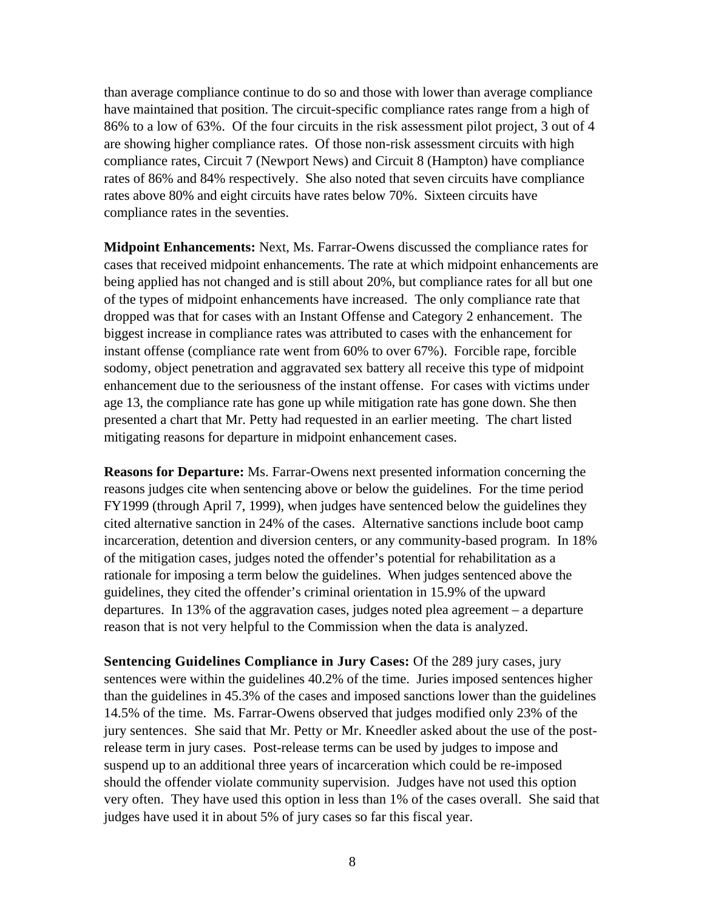than average compliance continue to do so and those with lower than average compliance have maintained that position. The circuit-specific compliance rates range from a high of 86% to a low of 63%. Of the four circuits in the risk assessment pilot project, 3 out of 4 are showing higher compliance rates. Of those non-risk assessment circuits with high compliance rates, Circuit 7 (Newport News) and Circuit 8 (Hampton) have compliance rates of 86% and 84% respectively. She also noted that seven circuits have compliance rates above 80% and eight circuits have rates below 70%. Sixteen circuits have compliance rates in the seventies.

**Midpoint Enhancements:** Next, Ms. Farrar-Owens discussed the compliance rates for cases that received midpoint enhancements. The rate at which midpoint enhancements are being applied has not changed and is still about 20%, but compliance rates for all but one of the types of midpoint enhancements have increased. The only compliance rate that dropped was that for cases with an Instant Offense and Category 2 enhancement. The biggest increase in compliance rates was attributed to cases with the enhancement for instant offense (compliance rate went from 60% to over 67%). Forcible rape, forcible sodomy, object penetration and aggravated sex battery all receive this type of midpoint enhancement due to the seriousness of the instant offense. For cases with victims under age 13, the compliance rate has gone up while mitigation rate has gone down. She then presented a chart that Mr. Petty had requested in an earlier meeting. The chart listed mitigating reasons for departure in midpoint enhancement cases.

**Reasons for Departure:** Ms. Farrar-Owens next presented information concerning the reasons judges cite when sentencing above or below the guidelines. For the time period FY1999 (through April 7, 1999), when judges have sentenced below the guidelines they cited alternative sanction in 24% of the cases. Alternative sanctions include boot camp incarceration, detention and diversion centers, or any community-based program. In 18% of the mitigation cases, judges noted the offender's potential for rehabilitation as a rationale for imposing a term below the guidelines. When judges sentenced above the guidelines, they cited the offender's criminal orientation in 15.9% of the upward departures. In 13% of the aggravation cases, judges noted plea agreement – a departure reason that is not very helpful to the Commission when the data is analyzed.

**Sentencing Guidelines Compliance in Jury Cases:** Of the 289 jury cases, jury sentences were within the guidelines 40.2% of the time. Juries imposed sentences higher than the guidelines in 45.3% of the cases and imposed sanctions lower than the guidelines 14.5% of the time. Ms. Farrar-Owens observed that judges modified only 23% of the jury sentences. She said that Mr. Petty or Mr. Kneedler asked about the use of the post-release term in jury cases. Post-release terms can be used by judges to impose and suspend up to an additional three years of incarceration which could be re-imposed should the offender violate community supervision. Judges have not used this option very often. They have used this option in less than 1% of the cases overall. She said that judges have used it in about 5% of jury cases so far this fiscal year.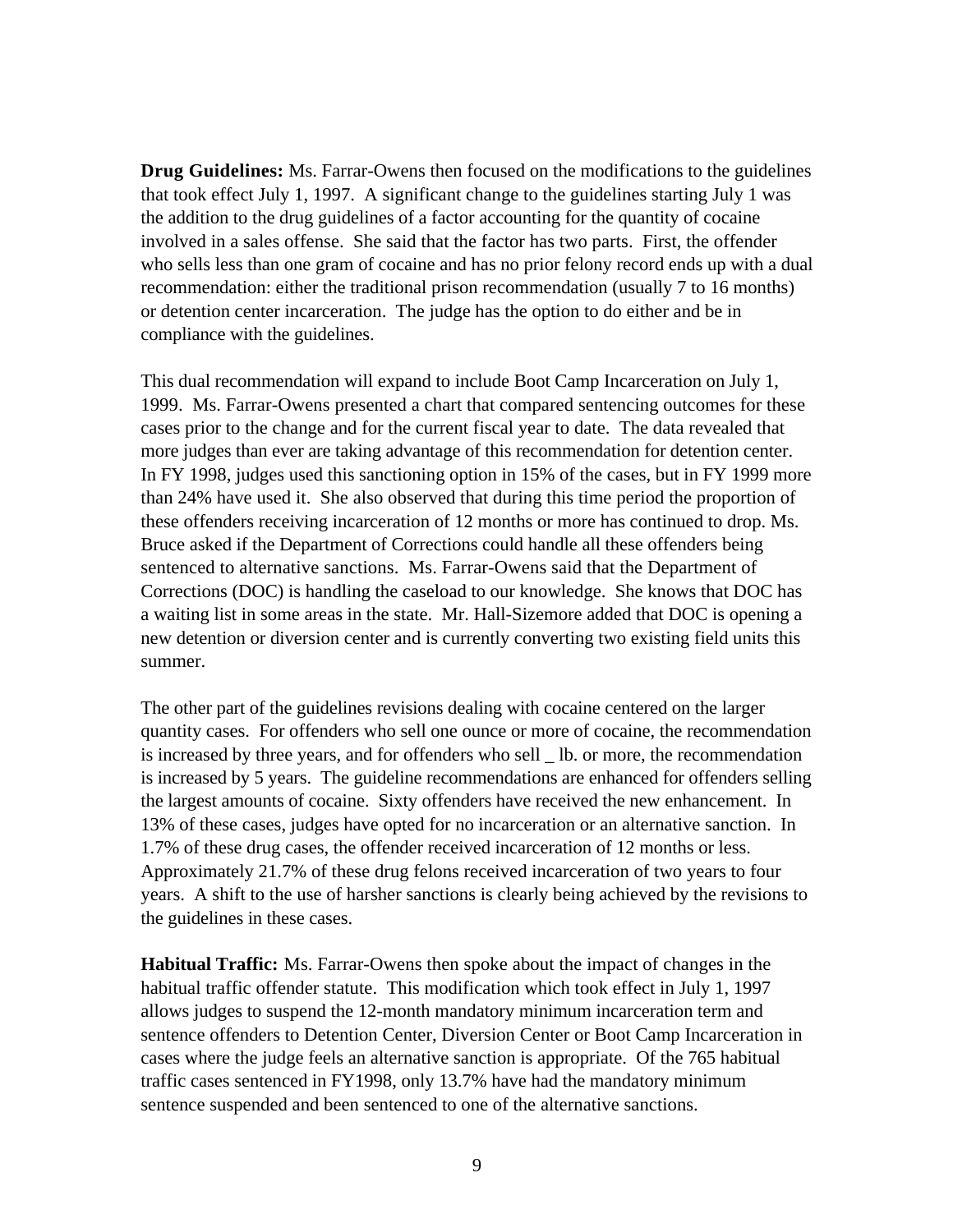**Drug Guidelines:** Ms. Farrar-Owens then focused on the modifications to the guidelines that took effect July 1, 1997. A significant change to the guidelines starting July 1 was the addition to the drug guidelines of a factor accounting for the quantity of cocaine involved in a sales offense. She said that the factor has two parts. First, the offender who sells less than one gram of cocaine and has no prior felony record ends up with a dual recommendation: either the traditional prison recommendation (usually 7 to 16 months) or detention center incarceration. The judge has the option to do either and be in compliance with the guidelines.

This dual recommendation will expand to include Boot Camp Incarceration on July 1, 1999. Ms. Farrar-Owens presented a chart that compared sentencing outcomes for these cases prior to the change and for the current fiscal year to date. The data revealed that more judges than ever are taking advantage of this recommendation for detention center. In FY 1998, judges used this sanctioning option in 15% of the cases, but in FY 1999 more than 24% have used it. She also observed that during this time period the proportion of these offenders receiving incarceration of 12 months or more has continued to drop. Ms. Bruce asked if the Department of Corrections could handle all these offenders being sentenced to alternative sanctions. Ms. Farrar-Owens said that the Department of Corrections (DOC) is handling the caseload to our knowledge. She knows that DOC has a waiting list in some areas in the state. Mr. Hall-Sizemore added that DOC is opening a new detention or diversion center and is currently converting two existing field units this summer.

The other part of the guidelines revisions dealing with cocaine centered on the larger quantity cases. For offenders who sell one ounce or more of cocaine, the recommendation is increased by three years, and for offenders who sell _ lb. or more, the recommendation is increased by 5 years. The guideline recommendations are enhanced for offenders selling the largest amounts of cocaine. Sixty offenders have received the new enhancement. In 13% of these cases, judges have opted for no incarceration or an alternative sanction. In 1.7% of these drug cases, the offender received incarceration of 12 months or less. Approximately 21.7% of these drug felons received incarceration of two years to four years. A shift to the use of harsher sanctions is clearly being achieved by the revisions to the guidelines in these cases.

**Habitual Traffic:** Ms. Farrar-Owens then spoke about the impact of changes in the habitual traffic offender statute. This modification which took effect in July 1, 1997 allows judges to suspend the 12-month mandatory minimum incarceration term and sentence offenders to Detention Center, Diversion Center or Boot Camp Incarceration in cases where the judge feels an alternative sanction is appropriate. Of the 765 habitual traffic cases sentenced in FY1998, only 13.7% have had the mandatory minimum sentence suspended and been sentenced to one of the alternative sanctions.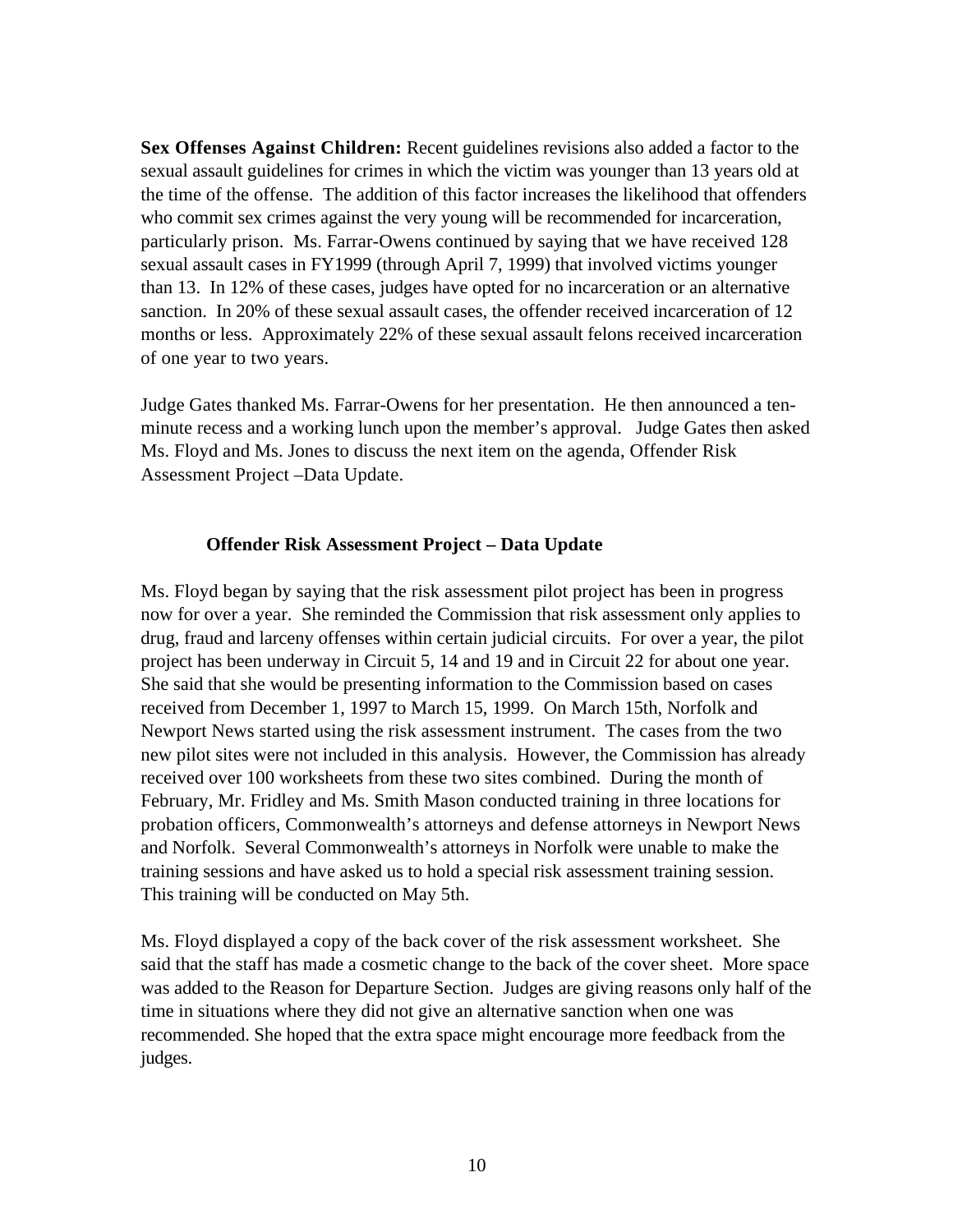**Sex Offenses Against Children:** Recent guidelines revisions also added a factor to the sexual assault guidelines for crimes in which the victim was younger than 13 years old at the time of the offense. The addition of this factor increases the likelihood that offenders who commit sex crimes against the very young will be recommended for incarceration, particularly prison. Ms. Farrar-Owens continued by saying that we have received 128 sexual assault cases in FY1999 (through April 7, 1999) that involved victims younger than 13. In 12% of these cases, judges have opted for no incarceration or an alternative sanction. In 20% of these sexual assault cases, the offender received incarceration of 12 months or less. Approximately 22% of these sexual assault felons received incarceration of one year to two years.

Judge Gates thanked Ms. Farrar-Owens for her presentation. He then announced a ten-minute recess and a working lunch upon the member's approval. Judge Gates then asked Ms. Floyd and Ms. Jones to discuss the next item on the agenda, Offender Risk Assessment Project –Data Update.

## Offender Risk Assessment Project – Data Update

Ms. Floyd began by saying that the risk assessment pilot project has been in progress now for over a year. She reminded the Commission that risk assessment only applies to drug, fraud and larceny offenses within certain judicial circuits. For over a year, the pilot project has been underway in Circuit 5, 14 and 19 and in Circuit 22 for about one year. She said that she would be presenting information to the Commission based on cases received from December 1, 1997 to March 15, 1999. On March 15th, Norfolk and Newport News started using the risk assessment instrument. The cases from the two new pilot sites were not included in this analysis. However, the Commission has already received over 100 worksheets from these two sites combined. During the month of February, Mr. Fridley and Ms. Smith Mason conducted training in three locations for probation officers, Commonwealth's attorneys and defense attorneys in Newport News and Norfolk. Several Commonwealth's attorneys in Norfolk were unable to make the training sessions and have asked us to hold a special risk assessment training session. This training will be conducted on May 5th.

Ms. Floyd displayed a copy of the back cover of the risk assessment worksheet. She said that the staff has made a cosmetic change to the back of the cover sheet. More space was added to the Reason for Departure Section. Judges are giving reasons only half of the time in situations where they did not give an alternative sanction when one was recommended. She hoped that the extra space might encourage more feedback from the judges.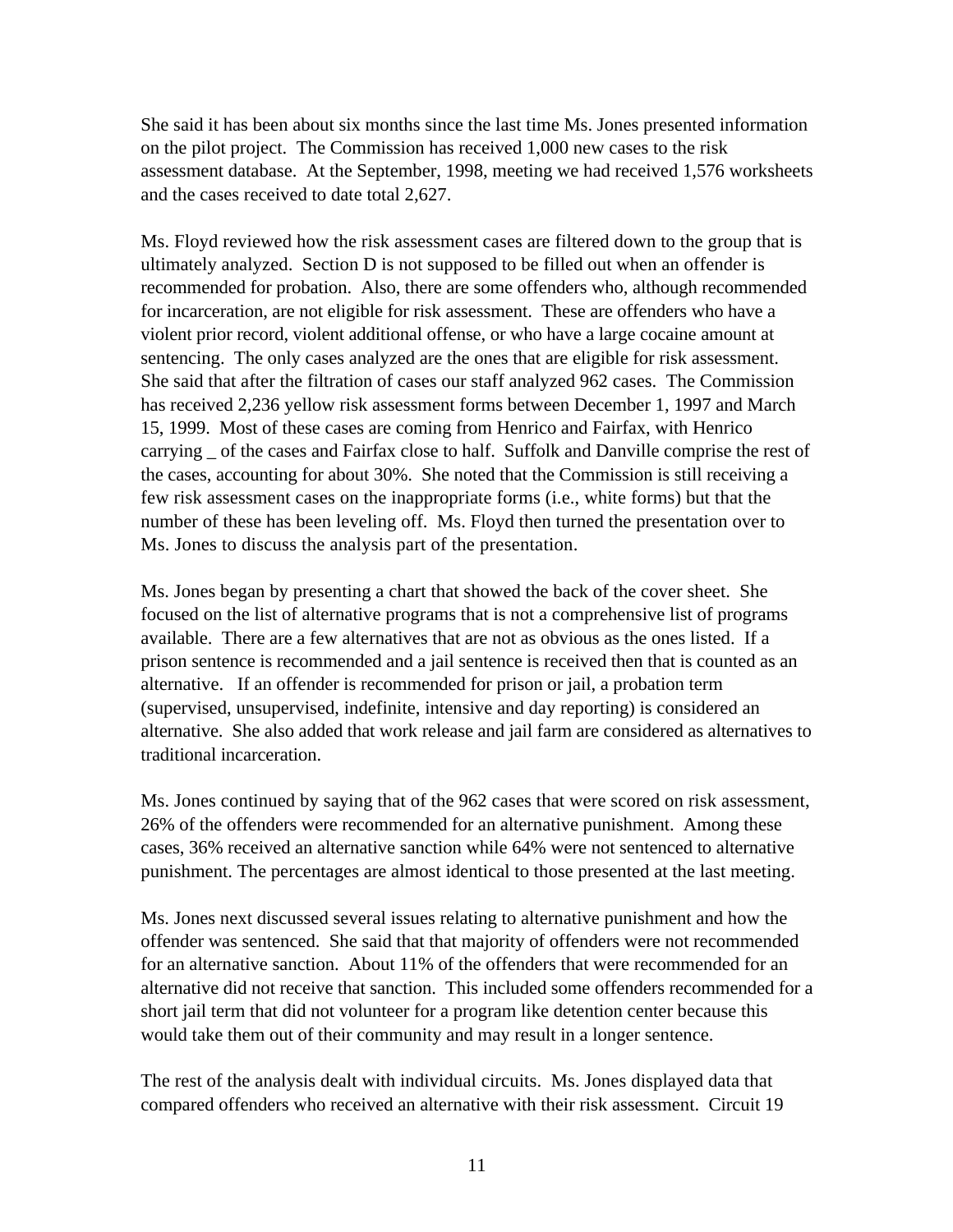She said it has been about six months since the last time Ms. Jones presented information on the pilot project. The Commission has received 1,000 new cases to the risk assessment database. At the September, 1998, meeting we had received 1,576 worksheets and the cases received to date total 2,627.

Ms. Floyd reviewed how the risk assessment cases are filtered down to the group that is ultimately analyzed. Section D is not supposed to be filled out when an offender is recommended for probation. Also, there are some offenders who, although recommended for incarceration, are not eligible for risk assessment. These are offenders who have a violent prior record, violent additional offense, or who have a large cocaine amount at sentencing. The only cases analyzed are the ones that are eligible for risk assessment. She said that after the filtration of cases our staff analyzed 962 cases. The Commission has received 2,236 yellow risk assessment forms between December 1, 1997 and March 15, 1999. Most of these cases are coming from Henrico and Fairfax, with Henrico carrying _ of the cases and Fairfax close to half. Suffolk and Danville comprise the rest of the cases, accounting for about 30%. She noted that the Commission is still receiving a few risk assessment cases on the inappropriate forms (i.e., white forms) but that the number of these has been leveling off. Ms. Floyd then turned the presentation over to Ms. Jones to discuss the analysis part of the presentation.

Ms. Jones began by presenting a chart that showed the back of the cover sheet. She focused on the list of alternative programs that is not a comprehensive list of programs available. There are a few alternatives that are not as obvious as the ones listed. If a prison sentence is recommended and a jail sentence is received then that is counted as an alternative. If an offender is recommended for prison or jail, a probation term (supervised, unsupervised, indefinite, intensive and day reporting) is considered an alternative. She also added that work release and jail farm are considered as alternatives to traditional incarceration.

Ms. Jones continued by saying that of the 962 cases that were scored on risk assessment, 26% of the offenders were recommended for an alternative punishment. Among these cases, 36% received an alternative sanction while 64% were not sentenced to alternative punishment. The percentages are almost identical to those presented at the last meeting.

Ms. Jones next discussed several issues relating to alternative punishment and how the offender was sentenced. She said that that majority of offenders were not recommended for an alternative sanction. About 11% of the offenders that were recommended for an alternative did not receive that sanction. This included some offenders recommended for a short jail term that did not volunteer for a program like detention center because this would take them out of their community and may result in a longer sentence.

The rest of the analysis dealt with individual circuits. Ms. Jones displayed data that compared offenders who received an alternative with their risk assessment. Circuit 19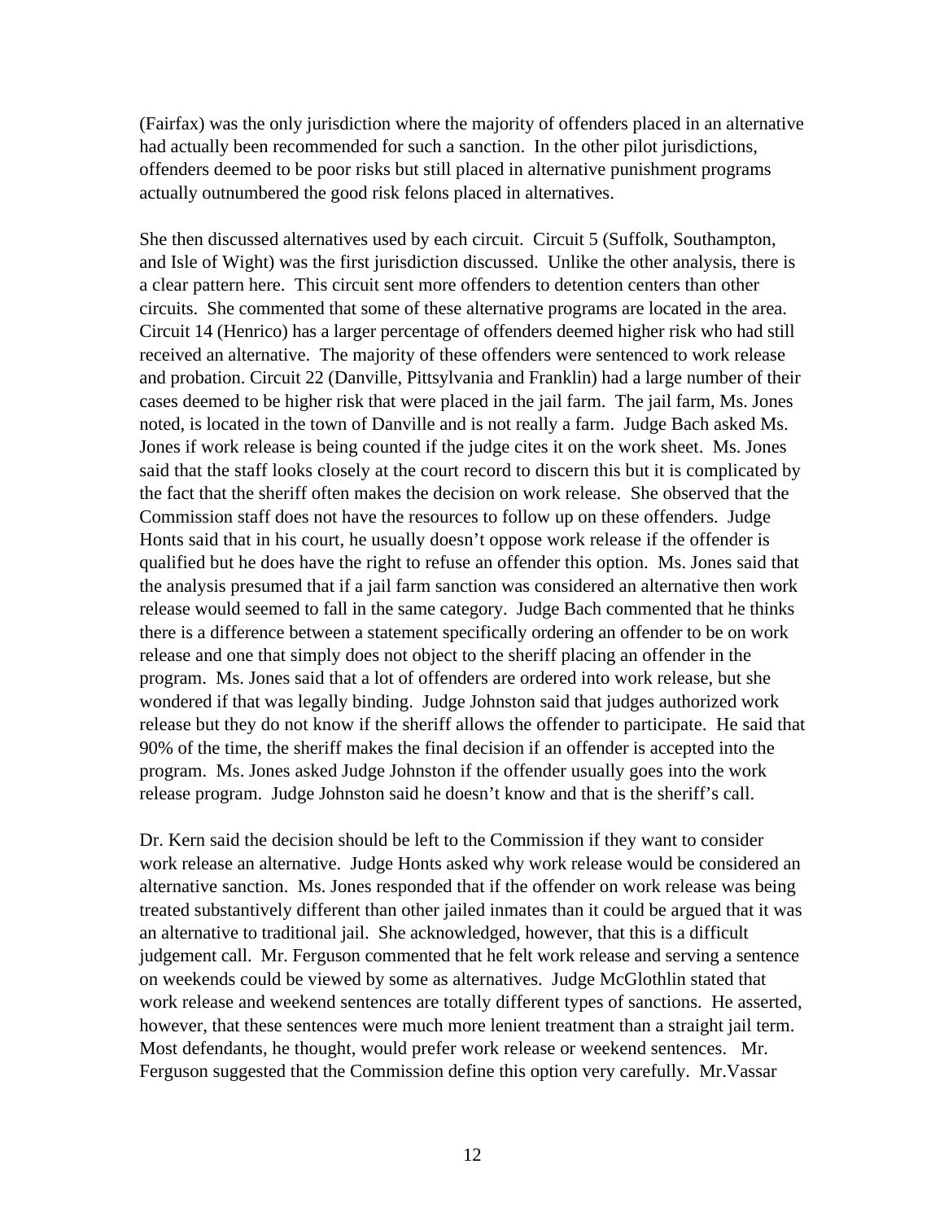(Fairfax) was the only jurisdiction where the majority of offenders placed in an alternative had actually been recommended for such a sanction. In the other pilot jurisdictions, offenders deemed to be poor risks but still placed in alternative punishment programs actually outnumbered the good risk felons placed in alternatives.

She then discussed alternatives used by each circuit. Circuit 5 (Suffolk, Southampton, and Isle of Wight) was the first jurisdiction discussed. Unlike the other analysis, there is a clear pattern here. This circuit sent more offenders to detention centers than other circuits. She commented that some of these alternative programs are located in the area. Circuit 14 (Henrico) has a larger percentage of offenders deemed higher risk who had still received an alternative. The majority of these offenders were sentenced to work release and probation. Circuit 22 (Danville, Pittsylvania and Franklin) had a large number of their cases deemed to be higher risk that were placed in the jail farm. The jail farm, Ms. Jones noted, is located in the town of Danville and is not really a farm. Judge Bach asked Ms. Jones if work release is being counted if the judge cites it on the work sheet. Ms. Jones said that the staff looks closely at the court record to discern this but it is complicated by the fact that the sheriff often makes the decision on work release. She observed that the Commission staff does not have the resources to follow up on these offenders. Judge Honts said that in his court, he usually doesn't oppose work release if the offender is qualified but he does have the right to refuse an offender this option. Ms. Jones said that the analysis presumed that if a jail farm sanction was considered an alternative then work release would seemed to fall in the same category. Judge Bach commented that he thinks there is a difference between a statement specifically ordering an offender to be on work release and one that simply does not object to the sheriff placing an offender in the program. Ms. Jones said that a lot of offenders are ordered into work release, but she wondered if that was legally binding. Judge Johnston said that judges authorized work release but they do not know if the sheriff allows the offender to participate. He said that 90% of the time, the sheriff makes the final decision if an offender is accepted into the program. Ms. Jones asked Judge Johnston if the offender usually goes into the work release program. Judge Johnston said he doesn't know and that is the sheriff's call.

Dr. Kern said the decision should be left to the Commission if they want to consider work release an alternative. Judge Honts asked why work release would be considered an alternative sanction. Ms. Jones responded that if the offender on work release was being treated substantively different than other jailed inmates than it could be argued that it was an alternative to traditional jail. She acknowledged, however, that this is a difficult judgement call. Mr. Ferguson commented that he felt work release and serving a sentence on weekends could be viewed by some as alternatives. Judge McGlothlin stated that work release and weekend sentences are totally different types of sanctions. He asserted, however, that these sentences were much more lenient treatment than a straight jail term. Most defendants, he thought, would prefer work release or weekend sentences. Mr. Ferguson suggested that the Commission define this option very carefully. Mr.Vassar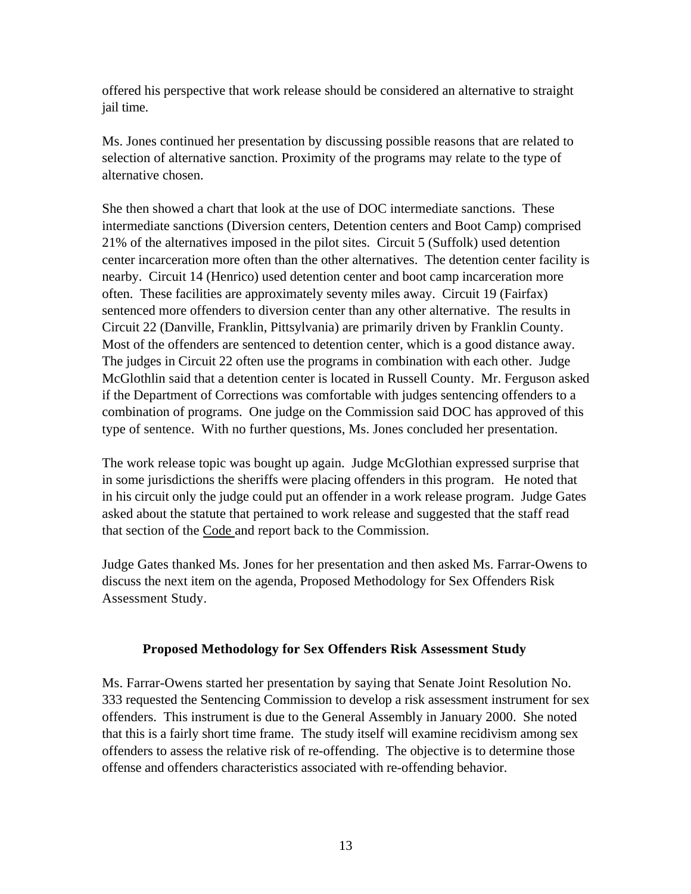offered his perspective that work release should be considered an alternative to straight jail time.

Ms. Jones continued her presentation by discussing possible reasons that are related to selection of alternative sanction. Proximity of the programs may relate to the type of alternative chosen.

She then showed a chart that look at the use of DOC intermediate sanctions. These intermediate sanctions (Diversion centers, Detention centers and Boot Camp) comprised 21% of the alternatives imposed in the pilot sites. Circuit 5 (Suffolk) used detention center incarceration more often than the other alternatives. The detention center facility is nearby. Circuit 14 (Henrico) used detention center and boot camp incarceration more often. These facilities are approximately seventy miles away. Circuit 19 (Fairfax) sentenced more offenders to diversion center than any other alternative. The results in Circuit 22 (Danville, Franklin, Pittsylvania) are primarily driven by Franklin County. Most of the offenders are sentenced to detention center, which is a good distance away. The judges in Circuit 22 often use the programs in combination with each other. Judge McGlothlin said that a detention center is located in Russell County. Mr. Ferguson asked if the Department of Corrections was comfortable with judges sentencing offenders to a combination of programs. One judge on the Commission said DOC has approved of this type of sentence. With no further questions, Ms. Jones concluded her presentation.

The work release topic was bought up again. Judge McGlothian expressed surprise that in some jurisdictions the sheriffs were placing offenders in this program. He noted that in his circuit only the judge could put an offender in a work release program. Judge Gates asked about the statute that pertained to work release and suggested that the staff read that section of the Code and report back to the Commission.

Judge Gates thanked Ms. Jones for her presentation and then asked Ms. Farrar-Owens to discuss the next item on the agenda, Proposed Methodology for Sex Offenders Risk Assessment Study.

## Proposed Methodology for Sex Offenders Risk Assessment Study

Ms. Farrar-Owens started her presentation by saying that Senate Joint Resolution No. 333 requested the Sentencing Commission to develop a risk assessment instrument for sex offenders. This instrument is due to the General Assembly in January 2000. She noted that this is a fairly short time frame. The study itself will examine recidivism among sex offenders to assess the relative risk of re-offending. The objective is to determine those offense and offenders characteristics associated with re-offending behavior.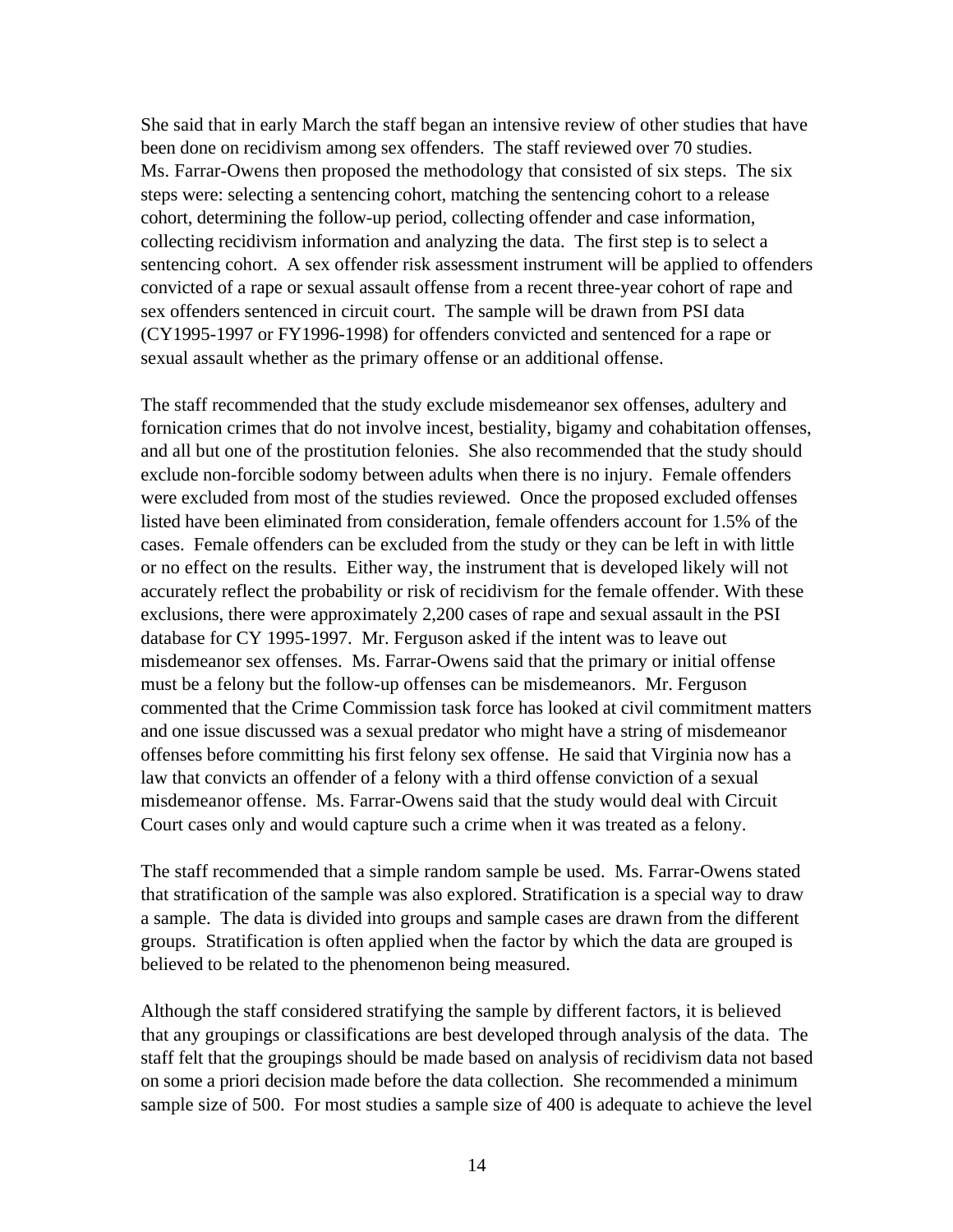She said that in early March the staff began an intensive review of other studies that have been done on recidivism among sex offenders. The staff reviewed over 70 studies. Ms. Farrar-Owens then proposed the methodology that consisted of six steps. The six steps were: selecting a sentencing cohort, matching the sentencing cohort to a release cohort, determining the follow-up period, collecting offender and case information, collecting recidivism information and analyzing the data. The first step is to select a sentencing cohort. A sex offender risk assessment instrument will be applied to offenders convicted of a rape or sexual assault offense from a recent three-year cohort of rape and sex offenders sentenced in circuit court. The sample will be drawn from PSI data (CY1995-1997 or FY1996-1998) for offenders convicted and sentenced for a rape or sexual assault whether as the primary offense or an additional offense.

The staff recommended that the study exclude misdemeanor sex offenses, adultery and fornication crimes that do not involve incest, bestiality, bigamy and cohabitation offenses, and all but one of the prostitution felonies. She also recommended that the study should exclude non-forcible sodomy between adults when there is no injury. Female offenders were excluded from most of the studies reviewed. Once the proposed excluded offenses listed have been eliminated from consideration, female offenders account for 1.5% of the cases. Female offenders can be excluded from the study or they can be left in with little or no effect on the results. Either way, the instrument that is developed likely will not accurately reflect the probability or risk of recidivism for the female offender. With these exclusions, there were approximately 2,200 cases of rape and sexual assault in the PSI database for CY 1995-1997. Mr. Ferguson asked if the intent was to leave out misdemeanor sex offenses. Ms. Farrar-Owens said that the primary or initial offense must be a felony but the follow-up offenses can be misdemeanors. Mr. Ferguson commented that the Crime Commission task force has looked at civil commitment matters and one issue discussed was a sexual predator who might have a string of misdemeanor offenses before committing his first felony sex offense. He said that Virginia now has a law that convicts an offender of a felony with a third offense conviction of a sexual misdemeanor offense. Ms. Farrar-Owens said that the study would deal with Circuit Court cases only and would capture such a crime when it was treated as a felony.

The staff recommended that a simple random sample be used. Ms. Farrar-Owens stated that stratification of the sample was also explored. Stratification is a special way to draw a sample. The data is divided into groups and sample cases are drawn from the different groups. Stratification is often applied when the factor by which the data are grouped is believed to be related to the phenomenon being measured.

Although the staff considered stratifying the sample by different factors, it is believed that any groupings or classifications are best developed through analysis of the data. The staff felt that the groupings should be made based on analysis of recidivism data not based on some a priori decision made before the data collection. She recommended a minimum sample size of 500. For most studies a sample size of 400 is adequate to achieve the level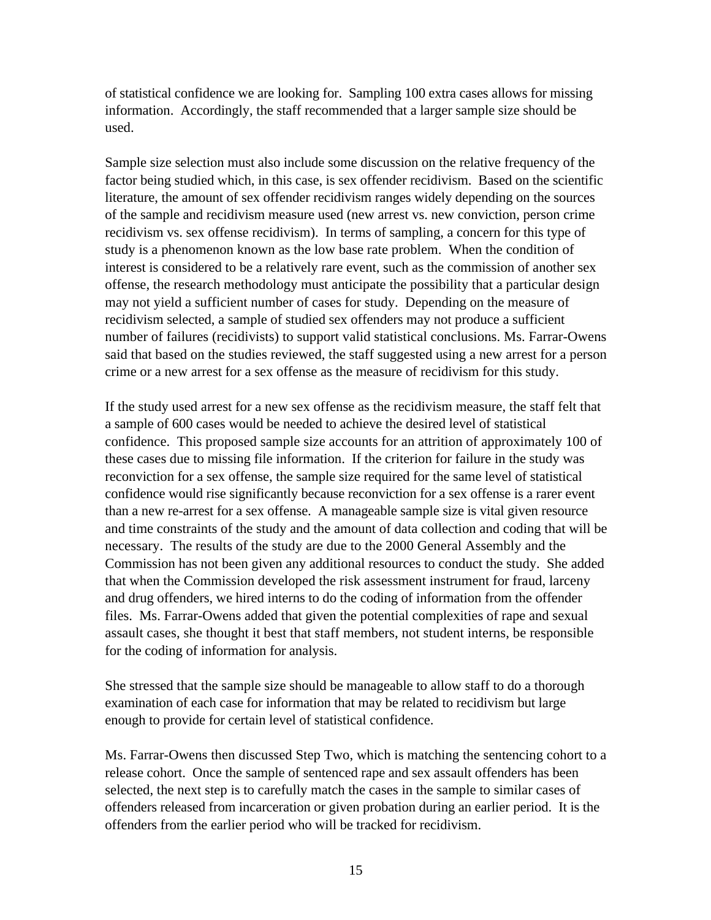of statistical confidence we are looking for. Sampling 100 extra cases allows for missing information. Accordingly, the staff recommended that a larger sample size should be used.

Sample size selection must also include some discussion on the relative frequency of the factor being studied which, in this case, is sex offender recidivism. Based on the scientific literature, the amount of sex offender recidivism ranges widely depending on the sources of the sample and recidivism measure used (new arrest vs. new conviction, person crime recidivism vs. sex offense recidivism). In terms of sampling, a concern for this type of study is a phenomenon known as the low base rate problem. When the condition of interest is considered to be a relatively rare event, such as the commission of another sex offense, the research methodology must anticipate the possibility that a particular design may not yield a sufficient number of cases for study. Depending on the measure of recidivism selected, a sample of studied sex offenders may not produce a sufficient number of failures (recidivists) to support valid statistical conclusions. Ms. Farrar-Owens said that based on the studies reviewed, the staff suggested using a new arrest for a person crime or a new arrest for a sex offense as the measure of recidivism for this study.

If the study used arrest for a new sex offense as the recidivism measure, the staff felt that a sample of 600 cases would be needed to achieve the desired level of statistical confidence. This proposed sample size accounts for an attrition of approximately 100 of these cases due to missing file information. If the criterion for failure in the study was reconviction for a sex offense, the sample size required for the same level of statistical confidence would rise significantly because reconviction for a sex offense is a rarer event than a new re-arrest for a sex offense. A manageable sample size is vital given resource and time constraints of the study and the amount of data collection and coding that will be necessary. The results of the study are due to the 2000 General Assembly and the Commission has not been given any additional resources to conduct the study. She added that when the Commission developed the risk assessment instrument for fraud, larceny and drug offenders, we hired interns to do the coding of information from the offender files. Ms. Farrar-Owens added that given the potential complexities of rape and sexual assault cases, she thought it best that staff members, not student interns, be responsible for the coding of information for analysis.

She stressed that the sample size should be manageable to allow staff to do a thorough examination of each case for information that may be related to recidivism but large enough to provide for certain level of statistical confidence.

Ms. Farrar-Owens then discussed Step Two, which is matching the sentencing cohort to a release cohort. Once the sample of sentenced rape and sex assault offenders has been selected, the next step is to carefully match the cases in the sample to similar cases of offenders released from incarceration or given probation during an earlier period. It is the offenders from the earlier period who will be tracked for recidivism.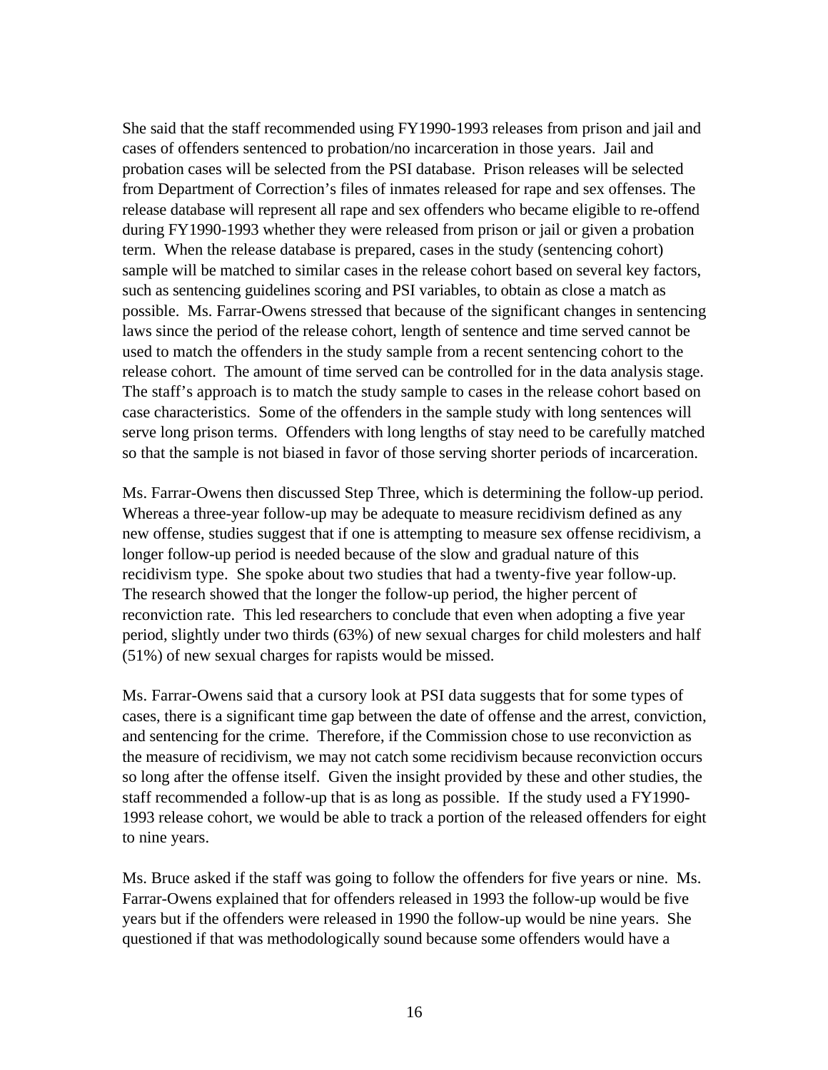She said that the staff recommended using FY1990-1993 releases from prison and jail and cases of offenders sentenced to probation/no incarceration in those years. Jail and probation cases will be selected from the PSI database. Prison releases will be selected from Department of Correction's files of inmates released for rape and sex offenses. The release database will represent all rape and sex offenders who became eligible to re-offend during FY1990-1993 whether they were released from prison or jail or given a probation term. When the release database is prepared, cases in the study (sentencing cohort) sample will be matched to similar cases in the release cohort based on several key factors, such as sentencing guidelines scoring and PSI variables, to obtain as close a match as possible. Ms. Farrar-Owens stressed that because of the significant changes in sentencing laws since the period of the release cohort, length of sentence and time served cannot be used to match the offenders in the study sample from a recent sentencing cohort to the release cohort. The amount of time served can be controlled for in the data analysis stage. The staff's approach is to match the study sample to cases in the release cohort based on case characteristics. Some of the offenders in the sample study with long sentences will serve long prison terms. Offenders with long lengths of stay need to be carefully matched so that the sample is not biased in favor of those serving shorter periods of incarceration.

Ms. Farrar-Owens then discussed Step Three, which is determining the follow-up period. Whereas a three-year follow-up may be adequate to measure recidivism defined as any new offense, studies suggest that if one is attempting to measure sex offense recidivism, a longer follow-up period is needed because of the slow and gradual nature of this recidivism type. She spoke about two studies that had a twenty-five year follow-up. The research showed that the longer the follow-up period, the higher percent of reconviction rate. This led researchers to conclude that even when adopting a five year period, slightly under two thirds (63%) of new sexual charges for child molesters and half (51%) of new sexual charges for rapists would be missed.

Ms. Farrar-Owens said that a cursory look at PSI data suggests that for some types of cases, there is a significant time gap between the date of offense and the arrest, conviction, and sentencing for the crime. Therefore, if the Commission chose to use reconviction as the measure of recidivism, we may not catch some recidivism because reconviction occurs so long after the offense itself. Given the insight provided by these and other studies, the staff recommended a follow-up that is as long as possible. If the study used a FY1990-1993 release cohort, we would be able to track a portion of the released offenders for eight to nine years.

Ms. Bruce asked if the staff was going to follow the offenders for five years or nine. Ms. Farrar-Owens explained that for offenders released in 1993 the follow-up would be five years but if the offenders were released in 1990 the follow-up would be nine years. She questioned if that was methodologically sound because some offenders would have a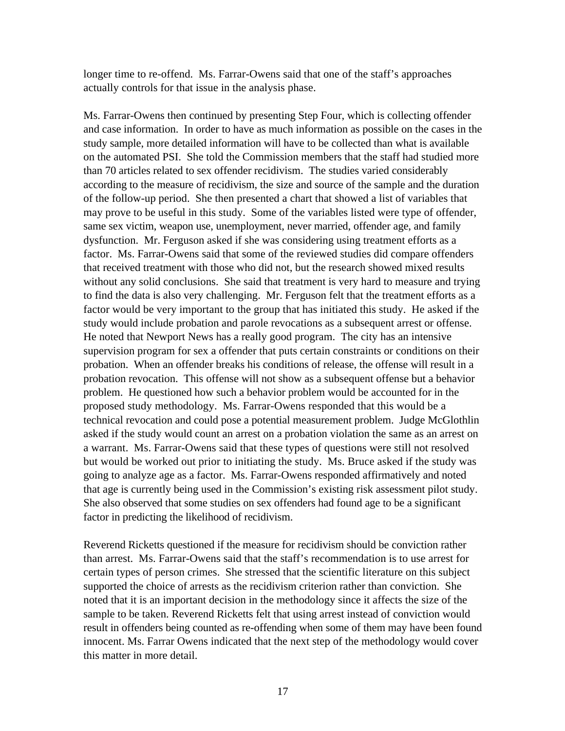longer time to re-offend. Ms. Farrar-Owens said that one of the staff's approaches actually controls for that issue in the analysis phase.

Ms. Farrar-Owens then continued by presenting Step Four, which is collecting offender and case information. In order to have as much information as possible on the cases in the study sample, more detailed information will have to be collected than what is available on the automated PSI. She told the Commission members that the staff had studied more than 70 articles related to sex offender recidivism. The studies varied considerably according to the measure of recidivism, the size and source of the sample and the duration of the follow-up period. She then presented a chart that showed a list of variables that may prove to be useful in this study. Some of the variables listed were type of offender, same sex victim, weapon use, unemployment, never married, offender age, and family dysfunction. Mr. Ferguson asked if she was considering using treatment efforts as a factor. Ms. Farrar-Owens said that some of the reviewed studies did compare offenders that received treatment with those who did not, but the research showed mixed results without any solid conclusions. She said that treatment is very hard to measure and trying to find the data is also very challenging. Mr. Ferguson felt that the treatment efforts as a factor would be very important to the group that has initiated this study. He asked if the study would include probation and parole revocations as a subsequent arrest or offense. He noted that Newport News has a really good program. The city has an intensive supervision program for sex a offender that puts certain constraints or conditions on their probation. When an offender breaks his conditions of release, the offense will result in a probation revocation. This offense will not show as a subsequent offense but a behavior problem. He questioned how such a behavior problem would be accounted for in the proposed study methodology. Ms. Farrar-Owens responded that this would be a technical revocation and could pose a potential measurement problem. Judge McGlothlin asked if the study would count an arrest on a probation violation the same as an arrest on a warrant. Ms. Farrar-Owens said that these types of questions were still not resolved but would be worked out prior to initiating the study. Ms. Bruce asked if the study was going to analyze age as a factor. Ms. Farrar-Owens responded affirmatively and noted that age is currently being used in the Commission's existing risk assessment pilot study. She also observed that some studies on sex offenders had found age to be a significant factor in predicting the likelihood of recidivism.

Reverend Ricketts questioned if the measure for recidivism should be conviction rather than arrest. Ms. Farrar-Owens said that the staff's recommendation is to use arrest for certain types of person crimes. She stressed that the scientific literature on this subject supported the choice of arrests as the recidivism criterion rather than conviction. She noted that it is an important decision in the methodology since it affects the size of the sample to be taken. Reverend Ricketts felt that using arrest instead of conviction would result in offenders being counted as re-offending when some of them may have been found innocent. Ms. Farrar Owens indicated that the next step of the methodology would cover this matter in more detail.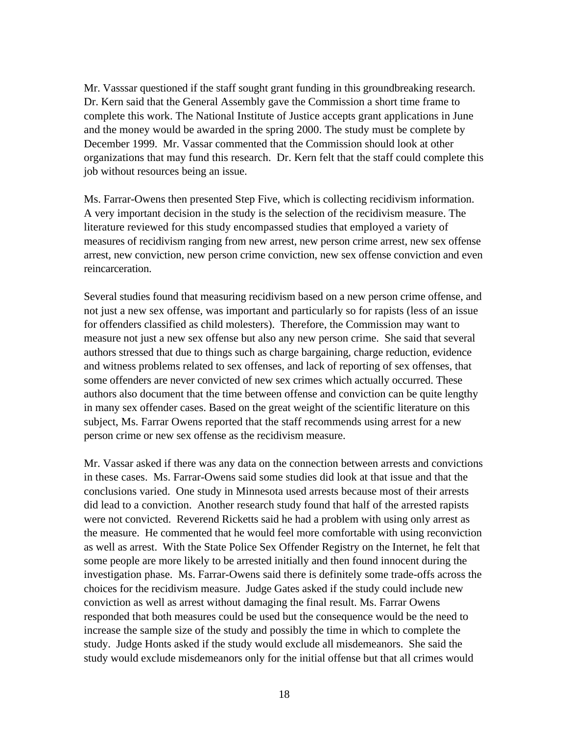Mr. Vasssar questioned if the staff sought grant funding in this groundbreaking research. Dr. Kern said that the General Assembly gave the Commission a short time frame to complete this work. The National Institute of Justice accepts grant applications in June and the money would be awarded in the spring 2000. The study must be complete by December 1999. Mr. Vassar commented that the Commission should look at other organizations that may fund this research. Dr. Kern felt that the staff could complete this job without resources being an issue.

Ms. Farrar-Owens then presented Step Five, which is collecting recidivism information. A very important decision in the study is the selection of the recidivism measure. The literature reviewed for this study encompassed studies that employed a variety of measures of recidivism ranging from new arrest, new person crime arrest, new sex offense arrest, new conviction, new person crime conviction, new sex offense conviction and even reincarceration.

Several studies found that measuring recidivism based on a new person crime offense, and not just a new sex offense, was important and particularly so for rapists (less of an issue for offenders classified as child molesters). Therefore, the Commission may want to measure not just a new sex offense but also any new person crime. She said that several authors stressed that due to things such as charge bargaining, charge reduction, evidence and witness problems related to sex offenses, and lack of reporting of sex offenses, that some offenders are never convicted of new sex crimes which actually occurred. These authors also document that the time between offense and conviction can be quite lengthy in many sex offender cases. Based on the great weight of the scientific literature on this subject, Ms. Farrar Owens reported that the staff recommends using arrest for a new person crime or new sex offense as the recidivism measure.

Mr. Vassar asked if there was any data on the connection between arrests and convictions in these cases. Ms. Farrar-Owens said some studies did look at that issue and that the conclusions varied. One study in Minnesota used arrests because most of their arrests did lead to a conviction. Another research study found that half of the arrested rapists were not convicted. Reverend Ricketts said he had a problem with using only arrest as the measure. He commented that he would feel more comfortable with using reconviction as well as arrest. With the State Police Sex Offender Registry on the Internet, he felt that some people are more likely to be arrested initially and then found innocent during the investigation phase. Ms. Farrar-Owens said there is definitely some trade-offs across the choices for the recidivism measure. Judge Gates asked if the study could include new conviction as well as arrest without damaging the final result. Ms. Farrar Owens responded that both measures could be used but the consequence would be the need to increase the sample size of the study and possibly the time in which to complete the study. Judge Honts asked if the study would exclude all misdemeanors. She said the study would exclude misdemeanors only for the initial offense but that all crimes would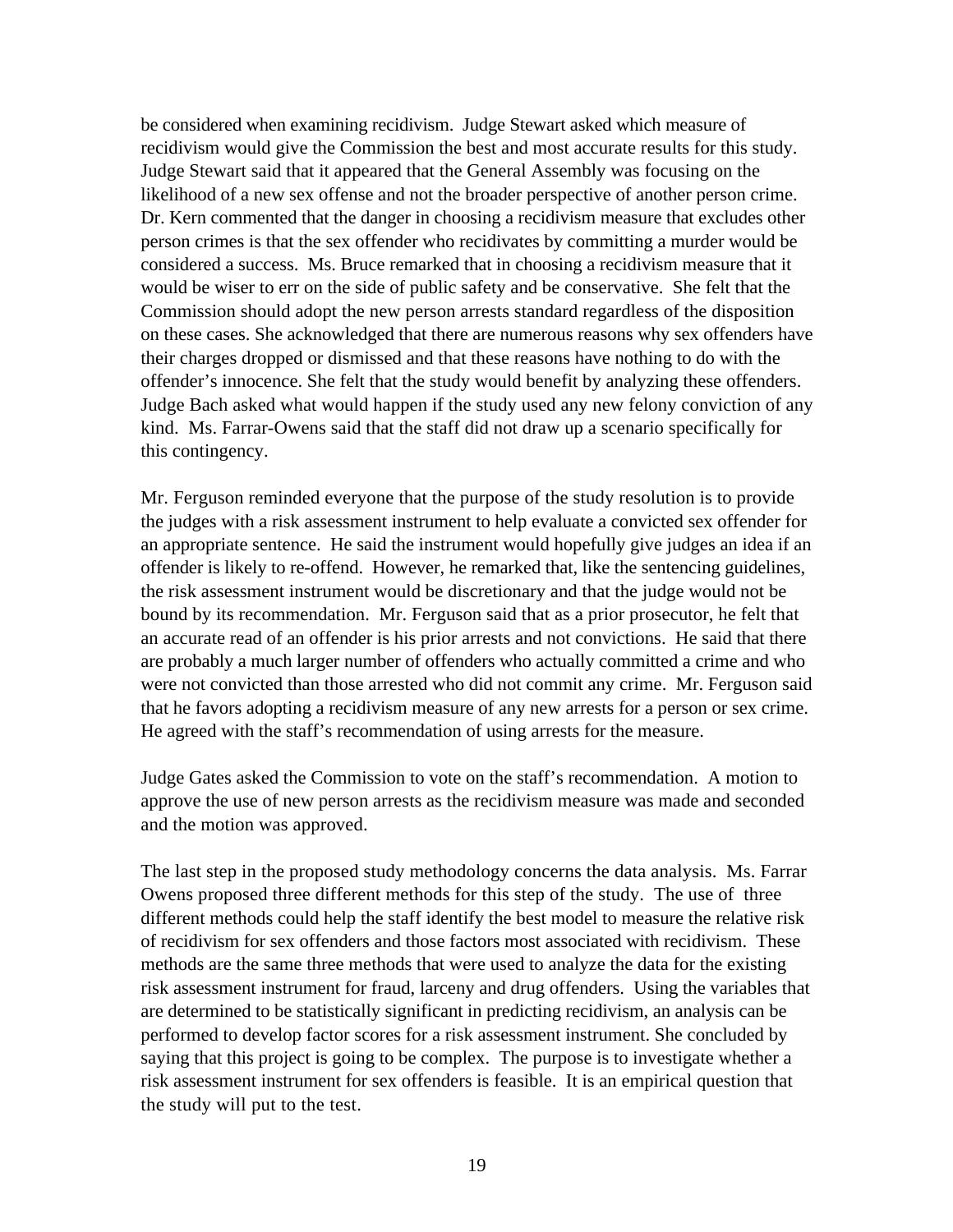be considered when examining recidivism. Judge Stewart asked which measure of recidivism would give the Commission the best and most accurate results for this study. Judge Stewart said that it appeared that the General Assembly was focusing on the likelihood of a new sex offense and not the broader perspective of another person crime. Dr. Kern commented that the danger in choosing a recidivism measure that excludes other person crimes is that the sex offender who recidivates by committing a murder would be considered a success. Ms. Bruce remarked that in choosing a recidivism measure that it would be wiser to err on the side of public safety and be conservative. She felt that the Commission should adopt the new person arrests standard regardless of the disposition on these cases. She acknowledged that there are numerous reasons why sex offenders have their charges dropped or dismissed and that these reasons have nothing to do with the offender's innocence. She felt that the study would benefit by analyzing these offenders. Judge Bach asked what would happen if the study used any new felony conviction of any kind. Ms. Farrar-Owens said that the staff did not draw up a scenario specifically for this contingency.

Mr. Ferguson reminded everyone that the purpose of the study resolution is to provide the judges with a risk assessment instrument to help evaluate a convicted sex offender for an appropriate sentence. He said the instrument would hopefully give judges an idea if an offender is likely to re-offend. However, he remarked that, like the sentencing guidelines, the risk assessment instrument would be discretionary and that the judge would not be bound by its recommendation. Mr. Ferguson said that as a prior prosecutor, he felt that an accurate read of an offender is his prior arrests and not convictions. He said that there are probably a much larger number of offenders who actually committed a crime and who were not convicted than those arrested who did not commit any crime. Mr. Ferguson said that he favors adopting a recidivism measure of any new arrests for a person or sex crime. He agreed with the staff's recommendation of using arrests for the measure.

Judge Gates asked the Commission to vote on the staff's recommendation. A motion to approve the use of new person arrests as the recidivism measure was made and seconded and the motion was approved.

The last step in the proposed study methodology concerns the data analysis. Ms. Farrar Owens proposed three different methods for this step of the study. The use of three different methods could help the staff identify the best model to measure the relative risk of recidivism for sex offenders and those factors most associated with recidivism. These methods are the same three methods that were used to analyze the data for the existing risk assessment instrument for fraud, larceny and drug offenders. Using the variables that are determined to be statistically significant in predicting recidivism, an analysis can be performed to develop factor scores for a risk assessment instrument. She concluded by saying that this project is going to be complex. The purpose is to investigate whether a risk assessment instrument for sex offenders is feasible. It is an empirical question that the study will put to the test.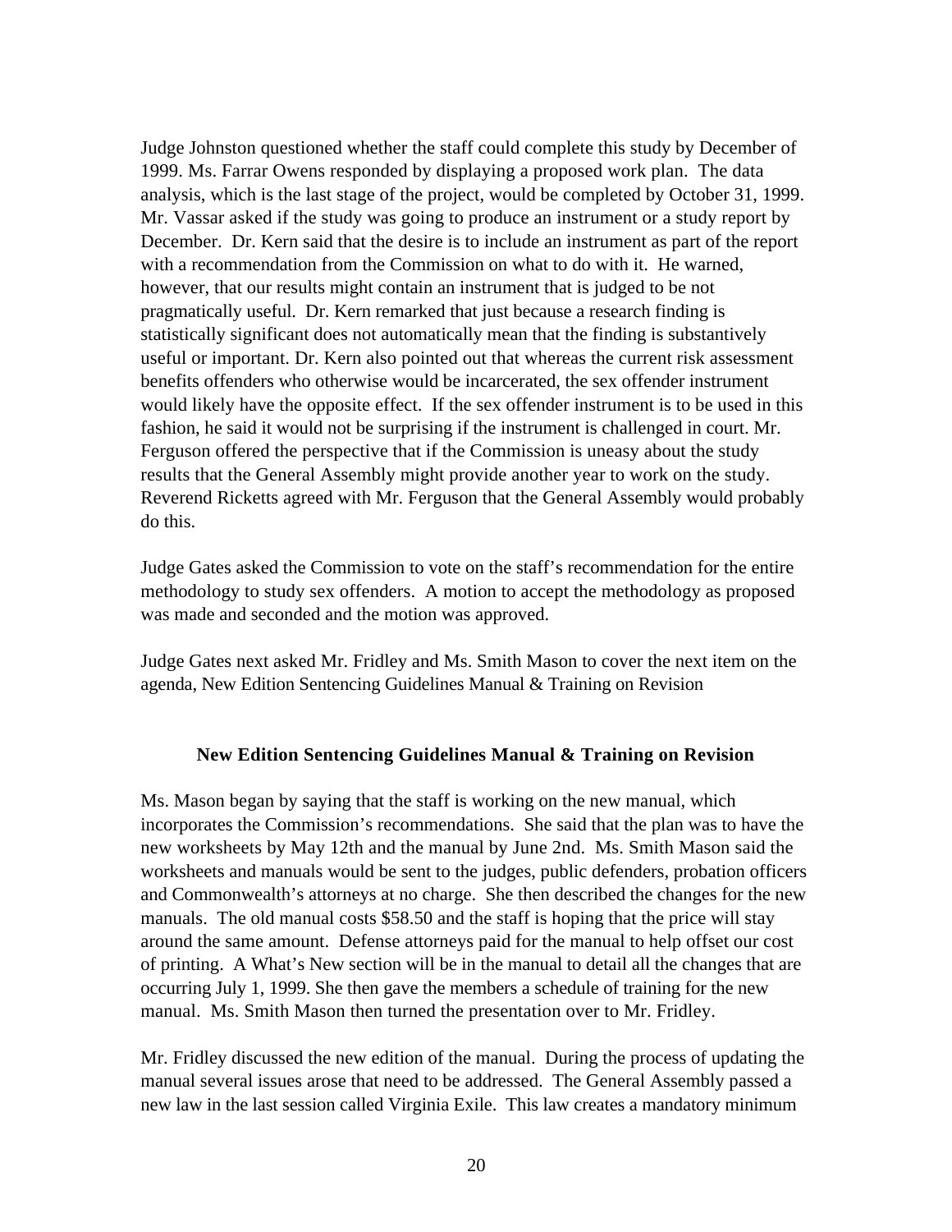Judge Johnston questioned whether the staff could complete this study by December of 1999. Ms. Farrar Owens responded by displaying a proposed work plan. The data analysis, which is the last stage of the project, would be completed by October 31, 1999. Mr. Vassar asked if the study was going to produce an instrument or a study report by December. Dr. Kern said that the desire is to include an instrument as part of the report with a recommendation from the Commission on what to do with it. He warned, however, that our results might contain an instrument that is judged to be not pragmatically useful. Dr. Kern remarked that just because a research finding is statistically significant does not automatically mean that the finding is substantively useful or important. Dr. Kern also pointed out that whereas the current risk assessment benefits offenders who otherwise would be incarcerated, the sex offender instrument would likely have the opposite effect. If the sex offender instrument is to be used in this fashion, he said it would not be surprising if the instrument is challenged in court. Mr. Ferguson offered the perspective that if the Commission is uneasy about the study results that the General Assembly might provide another year to work on the study. Reverend Ricketts agreed with Mr. Ferguson that the General Assembly would probably do this.

Judge Gates asked the Commission to vote on the staff's recommendation for the entire methodology to study sex offenders. A motion to accept the methodology as proposed was made and seconded and the motion was approved.

Judge Gates next asked Mr. Fridley and Ms. Smith Mason to cover the next item on the agenda, New Edition Sentencing Guidelines Manual & Training on Revision

### New Edition Sentencing Guidelines Manual & Training on Revision

Ms. Mason began by saying that the staff is working on the new manual, which incorporates the Commission's recommendations. She said that the plan was to have the new worksheets by May 12th and the manual by June 2nd. Ms. Smith Mason said the worksheets and manuals would be sent to the judges, public defenders, probation officers and Commonwealth's attorneys at no charge. She then described the changes for the new manuals. The old manual costs $58.50 and the staff is hoping that the price will stay around the same amount. Defense attorneys paid for the manual to help offset our cost of printing. A What's New section will be in the manual to detail all the changes that are occurring July 1, 1999. She then gave the members a schedule of training for the new manual. Ms. Smith Mason then turned the presentation over to Mr. Fridley.

Mr. Fridley discussed the new edition of the manual. During the process of updating the manual several issues arose that need to be addressed. The General Assembly passed a new law in the last session called Virginia Exile. This law creates a mandatory minimum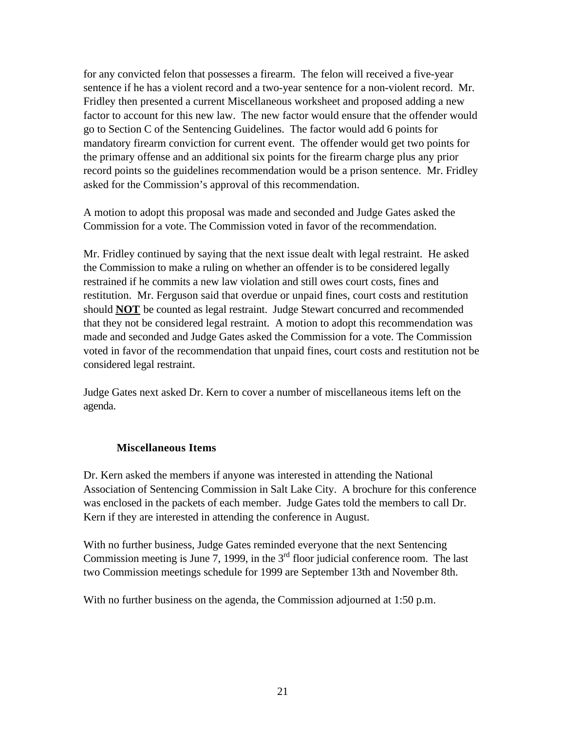for any convicted felon that possesses a firearm. The felon will received a five-year sentence if he has a violent record and a two-year sentence for a non-violent record. Mr. Fridley then presented a current Miscellaneous worksheet and proposed adding a new factor to account for this new law. The new factor would ensure that the offender would go to Section C of the Sentencing Guidelines. The factor would add 6 points for mandatory firearm conviction for current event. The offender would get two points for the primary offense and an additional six points for the firearm charge plus any prior record points so the guidelines recommendation would be a prison sentence. Mr. Fridley asked for the Commission's approval of this recommendation.

A motion to adopt this proposal was made and seconded and Judge Gates asked the Commission for a vote. The Commission voted in favor of the recommendation.

Mr. Fridley continued by saying that the next issue dealt with legal restraint. He asked the Commission to make a ruling on whether an offender is to be considered legally restrained if he commits a new law violation and still owes court costs, fines and restitution. Mr. Ferguson said that overdue or unpaid fines, court costs and restitution should **NOT** be counted as legal restraint. Judge Stewart concurred and recommended that they not be considered legal restraint. A motion to adopt this recommendation was made and seconded and Judge Gates asked the Commission for a vote. The Commission voted in favor of the recommendation that unpaid fines, court costs and restitution not be considered legal restraint.

Judge Gates next asked Dr. Kern to cover a number of miscellaneous items left on the agenda.

### Miscellaneous Items

Dr. Kern asked the members if anyone was interested in attending the National Association of Sentencing Commission in Salt Lake City. A brochure for this conference was enclosed in the packets of each member. Judge Gates told the members to call Dr. Kern if they are interested in attending the conference in August.

With no further business, Judge Gates reminded everyone that the next Sentencing Commission meeting is June 7, 1999, in the 3rd floor judicial conference room. The last two Commission meetings schedule for 1999 are September 13th and November 8th.

With no further business on the agenda, the Commission adjourned at 1:50 p.m.